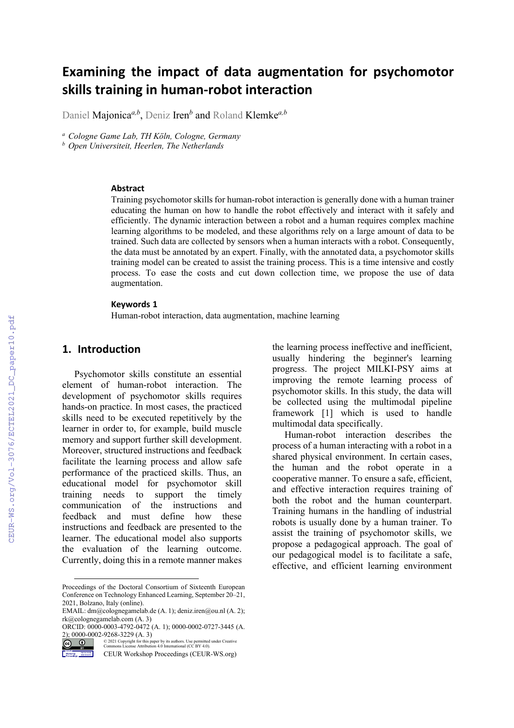# Examining the impact of data augmentation for psychomotor skills training in human-robot interaction

Daniel Majonica[a,b], Deniz Iren[b] and Roland Klemke[a,b]

[a] *Cologne Game Lab, TH Köln, Cologne, Germany*
[b] *Open Universiteit, Heerlen, The Netherlands*

### Abstract

Training psychomotor skills for human-robot interaction is generally done with a human trainer educating the human on how to handle the robot effectively and interact with it safely and efficiently. The dynamic interaction between a robot and a human requires complex machine learning algorithms to be modeled, and these algorithms rely on a large amount of data to be trained. Such data are collected by sensors when a human interacts with a robot. Consequently, the data must be annotated by an expert. Finally, with the annotated data, a psychomotor skills training model can be created to assist the training process. This is a time intensive and costly process. To ease the costs and cut down collection time, we propose the use of data augmentation.

### Keywords 1

Human-robot interaction, data augmentation, machine learning

## 1. Introduction

Psychomotor skills constitute an essential element of human-robot interaction. The development of psychomotor skills requires hands-on practice. In most cases, the practiced skills need to be executed repetitively by the learner in order to, for example, build muscle memory and support further skill development. Moreover, structured instructions and feedback facilitate the learning process and allow safe performance of the practiced skills. Thus, an educational model for psychomotor skill training needs to support the timely communication of the instructions and feedback and must define how these instructions and feedback are presented to the learner. The educational model also supports the evaluation of the learning outcome. Currently, doing this in a remote manner makes the learning process ineffective and inefficient, usually hindering the beginner's learning progress. The project MILKI-PSY aims at improving the remote learning process of psychomotor skills. In this study, the data will be collected using the multimodal pipeline framework [1] which is used to handle multimodal data specifically.

Human-robot interaction describes the process of a human interacting with a robot in a shared physical environment. In certain cases, the human and the robot operate in a cooperative manner. To ensure a safe, efficient, and effective interaction requires training of both the robot and the human counterpart. Training humans in the handling of industrial robots is usually done by a human trainer. To assist the training of psychomotor skills, we propose a pedagogical approach. The goal of our pedagogical model is to facilitate a safe, effective, and efficient learning environment

---

Proceedings of the Doctoral Consortium of Sixteenth European Conference on Technology Enhanced Learning, September 20–21, 2021, Bolzano, Italy (online).
EMAIL: dm@colognegamelab.de (A. 1); deniz.iren@ou.nl (A. 2); rk@colognegamelab.com (A. 3)
ORCID: 0000-0003-4792-0472 (A. 1); 0000-0002-0727-3445 (A. 2); 0000-0002-9268-3229 (A. 3)
© 2021 Copyright for this paper by its authors. Use permitted under Creative Commons License Attribution 4.0 International (CC BY 4.0).
CEUR Workshop Proceedings (CEUR-WS.org)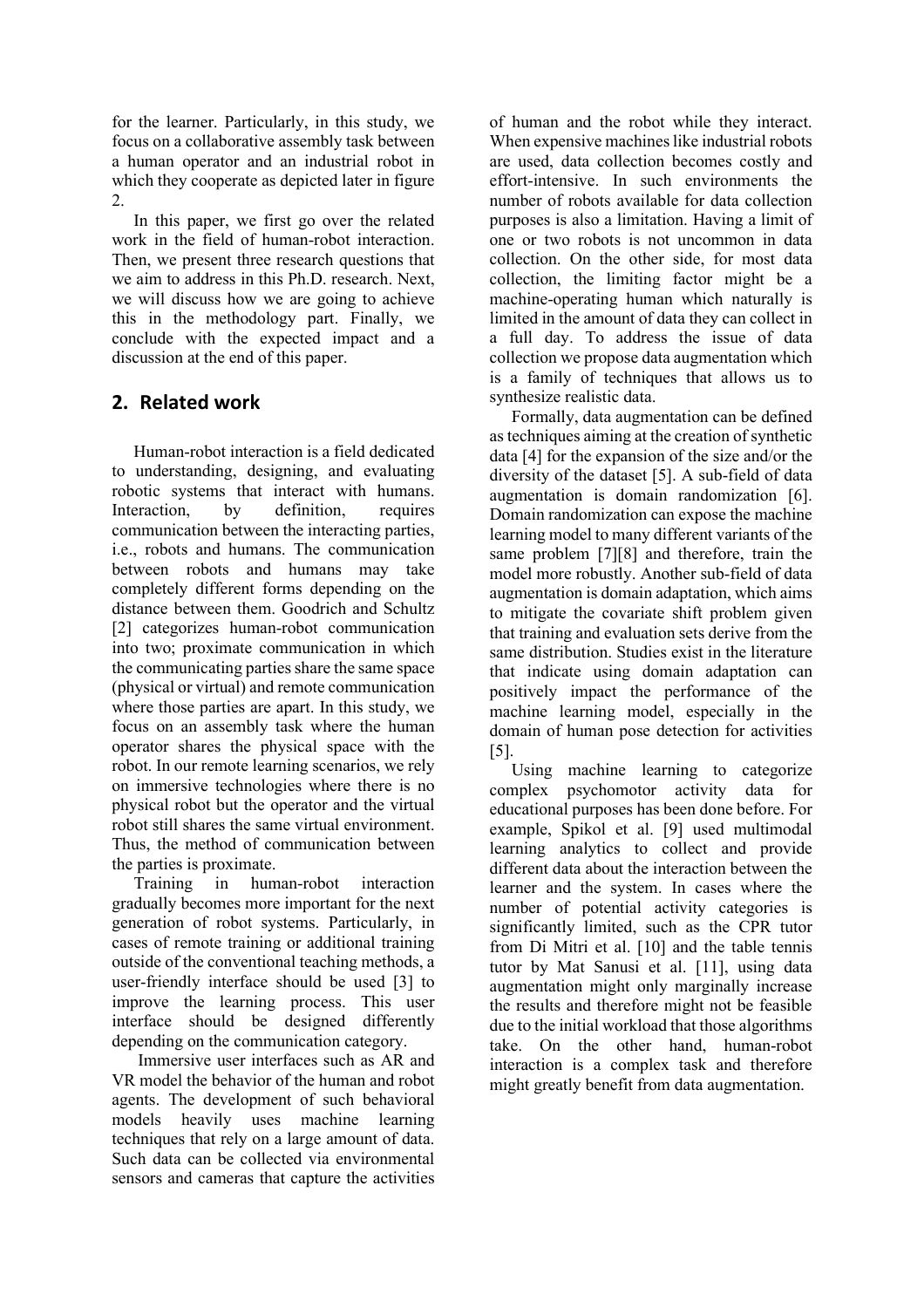for the learner. Particularly, in this study, we focus on a collaborative assembly task between a human operator and an industrial robot in which they cooperate as depicted later in figure 2.

In this paper, we first go over the related work in the field of human-robot interaction. Then, we present three research questions that we aim to address in this Ph.D. research. Next, we will discuss how we are going to achieve this in the methodology part. Finally, we conclude with the expected impact and a discussion at the end of this paper.

## 2. Related work

Human-robot interaction is a field dedicated to understanding, designing, and evaluating robotic systems that interact with humans. Interaction, by definition, requires communication between the interacting parties, i.e., robots and humans. The communication between robots and humans may take completely different forms depending on the distance between them. Goodrich and Schultz [2] categorizes human-robot communication into two; proximate communication in which the communicating parties share the same space (physical or virtual) and remote communication where those parties are apart. In this study, we focus on an assembly task where the human operator shares the physical space with the robot. In our remote learning scenarios, we rely on immersive technologies where there is no physical robot but the operator and the virtual robot still shares the same virtual environment. Thus, the method of communication between the parties is proximate.

Training in human-robot interaction gradually becomes more important for the next generation of robot systems. Particularly, in cases of remote training or additional training outside of the conventional teaching methods, a user-friendly interface should be used [3] to improve the learning process. This user interface should be designed differently depending on the communication category.

Immersive user interfaces such as AR and VR model the behavior of the human and robot agents. The development of such behavioral models heavily uses machine learning techniques that rely on a large amount of data. Such data can be collected via environmental sensors and cameras that capture the activities of human and the robot while they interact. When expensive machines like industrial robots are used, data collection becomes costly and effort-intensive. In such environments the number of robots available for data collection purposes is also a limitation. Having a limit of one or two robots is not uncommon in data collection. On the other side, for most data collection, the limiting factor might be a machine-operating human which naturally is limited in the amount of data they can collect in a full day. To address the issue of data collection we propose data augmentation which is a family of techniques that allows us to synthesize realistic data.

Formally, data augmentation can be defined as techniques aiming at the creation of synthetic data [4] for the expansion of the size and/or the diversity of the dataset [5]. A sub-field of data augmentation is domain randomization [6]. Domain randomization can expose the machine learning model to many different variants of the same problem [7][8] and therefore, train the model more robustly. Another sub-field of data augmentation is domain adaptation, which aims to mitigate the covariate shift problem given that training and evaluation sets derive from the same distribution. Studies exist in the literature that indicate using domain adaptation can positively impact the performance of the machine learning model, especially in the domain of human pose detection for activities [5].

Using machine learning to categorize complex psychomotor activity data for educational purposes has been done before. For example, Spikol et al. [9] used multimodal learning analytics to collect and provide different data about the interaction between the learner and the system. In cases where the number of potential activity categories is significantly limited, such as the CPR tutor from Di Mitri et al. [10] and the table tennis tutor by Mat Sanusi et al. [11], using data augmentation might only marginally increase the results and therefore might not be feasible due to the initial workload that those algorithms take. On the other hand, human-robot interaction is a complex task and therefore might greatly benefit from data augmentation.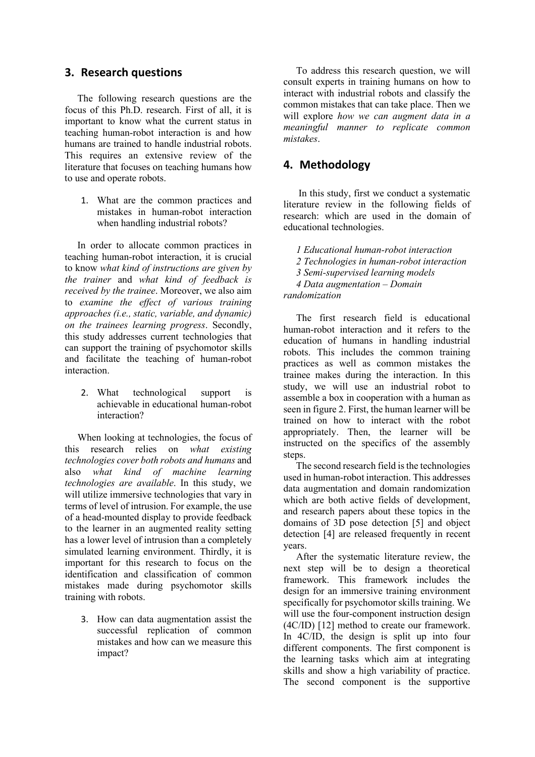## 3. Research questions

The following research questions are the focus of this Ph.D. research. First of all, it is important to know what the current status in teaching human-robot interaction is and how humans are trained to handle industrial robots. This requires an extensive review of the literature that focuses on teaching humans how to use and operate robots.

1. What are the common practices and mistakes in human-robot interaction when handling industrial robots?

In order to allocate common practices in teaching human-robot interaction, it is crucial to know *what kind of instructions are given by the trainer* and *what kind of feedback is received by the trainee*. Moreover, we also aim to *examine the effect of various training approaches (i.e., static, variable, and dynamic) on the trainees learning progress*. Secondly, this study addresses current technologies that can support the training of psychomotor skills and facilitate the teaching of human-robot interaction.

2. What technological support is achievable in educational human-robot interaction?

When looking at technologies, the focus of this research relies on *what existing technologies cover both robots and humans* and also *what kind of machine learning technologies are available*. In this study, we will utilize immersive technologies that vary in terms of level of intrusion. For example, the use of a head-mounted display to provide feedback to the learner in an augmented reality setting has a lower level of intrusion than a completely simulated learning environment. Thirdly, it is important for this research to focus on the identification and classification of common mistakes made during psychomotor skills training with robots.

3. How can data augmentation assist the successful replication of common mistakes and how can we measure this impact?

To address this research question, we will consult experts in training humans on how to interact with industrial robots and classify the common mistakes that can take place. Then we will explore *how we can augment data in a meaningful manner to replicate common mistakes*.

## 4. Methodology

In this study, first we conduct a systematic literature review in the following fields of research: which are used in the domain of educational technologies.

*1 Educational human-robot interaction*
*2 Technologies in human-robot interaction*
*3 Semi-supervised learning models*
*4 Data augmentation – Domain randomization*

The first research field is educational human-robot interaction and it refers to the education of humans in handling industrial robots. This includes the common training practices as well as common mistakes the trainee makes during the interaction. In this study, we will use an industrial robot to assemble a box in cooperation with a human as seen in figure 2. First, the human learner will be trained on how to interact with the robot appropriately. Then, the learner will be instructed on the specifics of the assembly steps.

The second research field is the technologies used in human-robot interaction. This addresses data augmentation and domain randomization which are both active fields of development, and research papers about these topics in the domains of 3D pose detection [5] and object detection [4] are released frequently in recent years.

After the systematic literature review, the next step will be to design a theoretical framework. This framework includes the design for an immersive training environment specifically for psychomotor skills training. We will use the four-component instruction design (4C/ID) [12] method to create our framework. In 4C/ID, the design is split up into four different components. The first component is the learning tasks which aim at integrating skills and show a high variability of practice. The second component is the supportive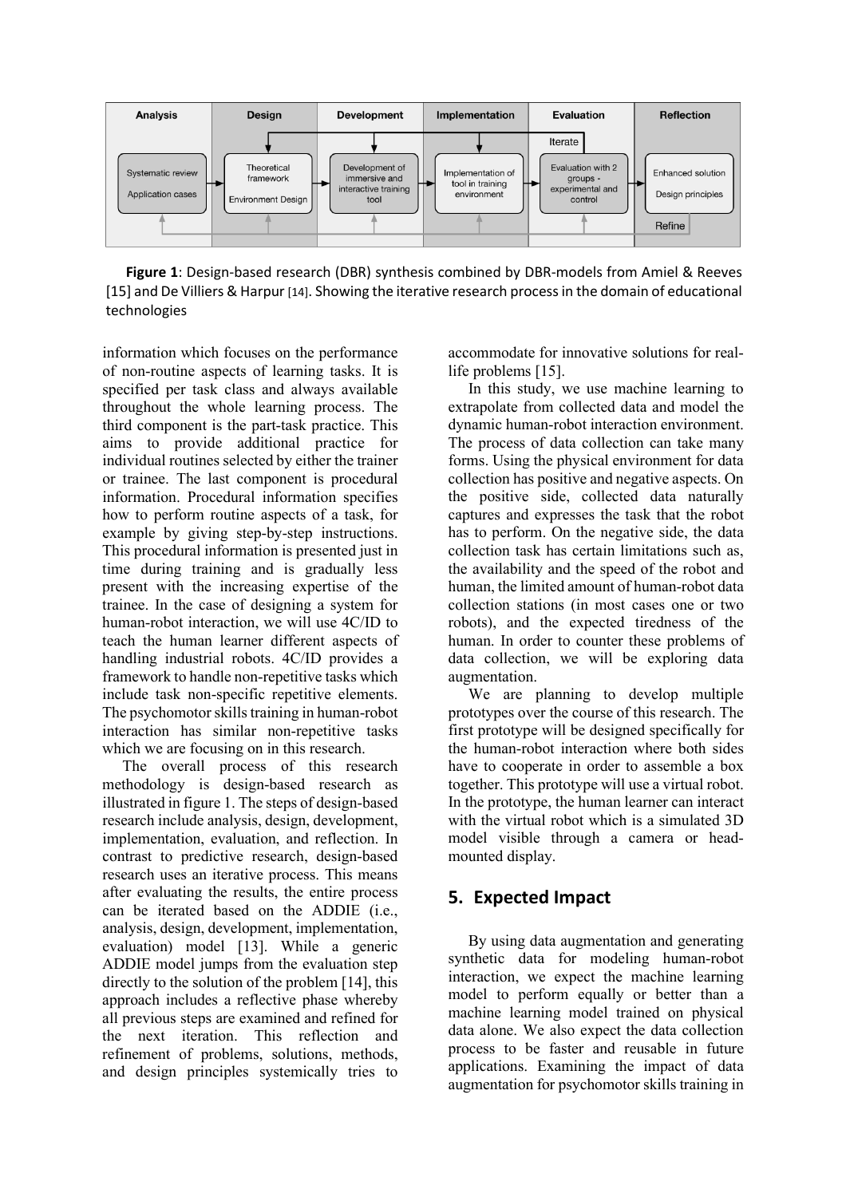**Figure 1**: Design-based research (DBR) synthesis combined by DBR-models from Amiel & Reeves [15] and De Villiers & Harpur [14]. Showing the iterative research process in the domain of educational technologies

information which focuses on the performance of non-routine aspects of learning tasks. It is specified per task class and always available throughout the whole learning process. The third component is the part-task practice. This aims to provide additional practice for individual routines selected by either the trainer or trainee. The last component is procedural information. Procedural information specifies how to perform routine aspects of a task, for example by giving step-by-step instructions. This procedural information is presented just in time during training and is gradually less present with the increasing expertise of the trainee. In the case of designing a system for human-robot interaction, we will use 4C/ID to teach the human learner different aspects of handling industrial robots. 4C/ID provides a framework to handle non-repetitive tasks which include task non-specific repetitive elements. The psychomotor skills training in human-robot interaction has similar non-repetitive tasks which we are focusing on in this research.

The overall process of this research methodology is design-based research as illustrated in figure 1. The steps of design-based research include analysis, design, development, implementation, evaluation, and reflection. In contrast to predictive research, design-based research uses an iterative process. This means after evaluating the results, the entire process can be iterated based on the ADDIE (i.e., analysis, design, development, implementation, evaluation) model [13]. While a generic ADDIE model jumps from the evaluation step directly to the solution of the problem [14], this approach includes a reflective phase whereby all previous steps are examined and refined for the next iteration. This reflection and refinement of problems, solutions, methods, and design principles systemically tries to accommodate for innovative solutions for real-life problems [15].

In this study, we use machine learning to extrapolate from collected data and model the dynamic human-robot interaction environment. The process of data collection can take many forms. Using the physical environment for data collection has positive and negative aspects. On the positive side, collected data naturally captures and expresses the task that the robot has to perform. On the negative side, the data collection task has certain limitations such as, the availability and the speed of the robot and human, the limited amount of human-robot data collection stations (in most cases one or two robots), and the expected tiredness of the human. In order to counter these problems of data collection, we will be exploring data augmentation.

We are planning to develop multiple prototypes over the course of this research. The first prototype will be designed specifically for the human-robot interaction where both sides have to cooperate in order to assemble a box together. This prototype will use a virtual robot. In the prototype, the human learner can interact with the virtual robot which is a simulated 3D model visible through a camera or head-mounted display.

## 5. Expected Impact

By using data augmentation and generating synthetic data for modeling human-robot interaction, we expect the machine learning model to perform equally or better than a machine learning model trained on physical data alone. We also expect the data collection process to be faster and reusable in future applications. Examining the impact of data augmentation for psychomotor skills training in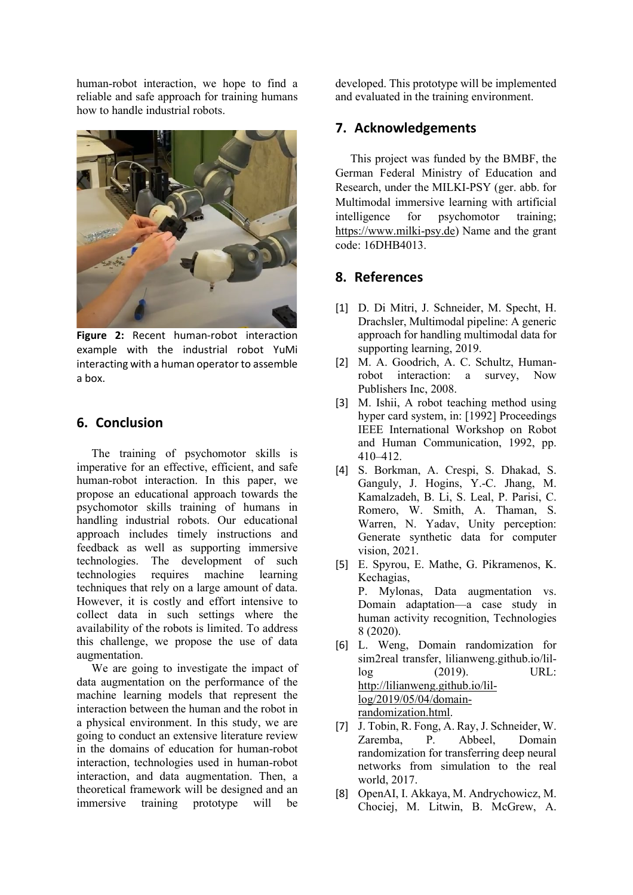human-robot interaction, we hope to find a reliable and safe approach for training humans how to handle industrial robots.

**Figure 2:** Recent human-robot interaction example with the industrial robot YuMi interacting with a human operator to assemble a box.

## 6. Conclusion

The training of psychomotor skills is imperative for an effective, efficient, and safe human-robot interaction. In this paper, we propose an educational approach towards the psychomotor skills training of humans in handling industrial robots. Our educational approach includes timely instructions and feedback as well as supporting immersive technologies. The development of such technologies requires machine learning techniques that rely on a large amount of data. However, it is costly and effort intensive to collect data in such settings where the availability of the robots is limited. To address this challenge, we propose the use of data augmentation.

We are going to investigate the impact of data augmentation on the performance of the machine learning models that represent the interaction between the human and the robot in a physical environment. In this study, we are going to conduct an extensive literature review in the domains of education for human-robot interaction, technologies used in human-robot interaction, and data augmentation. Then, a theoretical framework will be designed and an immersive training prototype will be developed. This prototype will be implemented and evaluated in the training environment.

## 7. Acknowledgements

This project was funded by the BMBF, the German Federal Ministry of Education and Research, under the MILKI-PSY (ger. abb. for Multimodal immersive learning with artificial intelligence for psychomotor training; https://www.milki-psy.de) Name and the grant code: 16DHB4013.

## 8. References

[1] D. Di Mitri, J. Schneider, M. Specht, H. Drachsler, Multimodal pipeline: A generic approach for handling multimodal data for supporting learning, 2019.

[2] M. A. Goodrich, A. C. Schultz, Human-robot interaction: a survey, Now Publishers Inc, 2008.

[3] M. Ishii, A robot teaching method using hyper card system, in: [1992] Proceedings IEEE International Workshop on Robot and Human Communication, 1992, pp. 410–412.

[4] S. Borkman, A. Crespi, S. Dhakad, S. Ganguly, J. Hogins, Y.-C. Jhang, M. Kamalzadeh, B. Li, S. Leal, P. Parisi, C. Romero, W. Smith, A. Thaman, S. Warren, N. Yadav, Unity perception: Generate synthetic data for computer vision, 2021.

[5] E. Spyrou, E. Mathe, G. Pikramenos, K. Kechagias, P. Mylonas, Data augmentation vs. Domain adaptation—a case study in human activity recognition, Technologies 8 (2020).

[6] L. Weng, Domain randomization for sim2real transfer, lilianweng.github.io/lil-log (2019). URL: http://lilianweng.github.io/lil-log/2019/05/04/domain-randomization.html.

[7] J. Tobin, R. Fong, A. Ray, J. Schneider, W. Zaremba, P. Abbeel, Domain randomization for transferring deep neural networks from simulation to the real world, 2017.

[8] OpenAI, I. Akkaya, M. Andrychowicz, M. Chociej, M. Litwin, B. McGrew, A.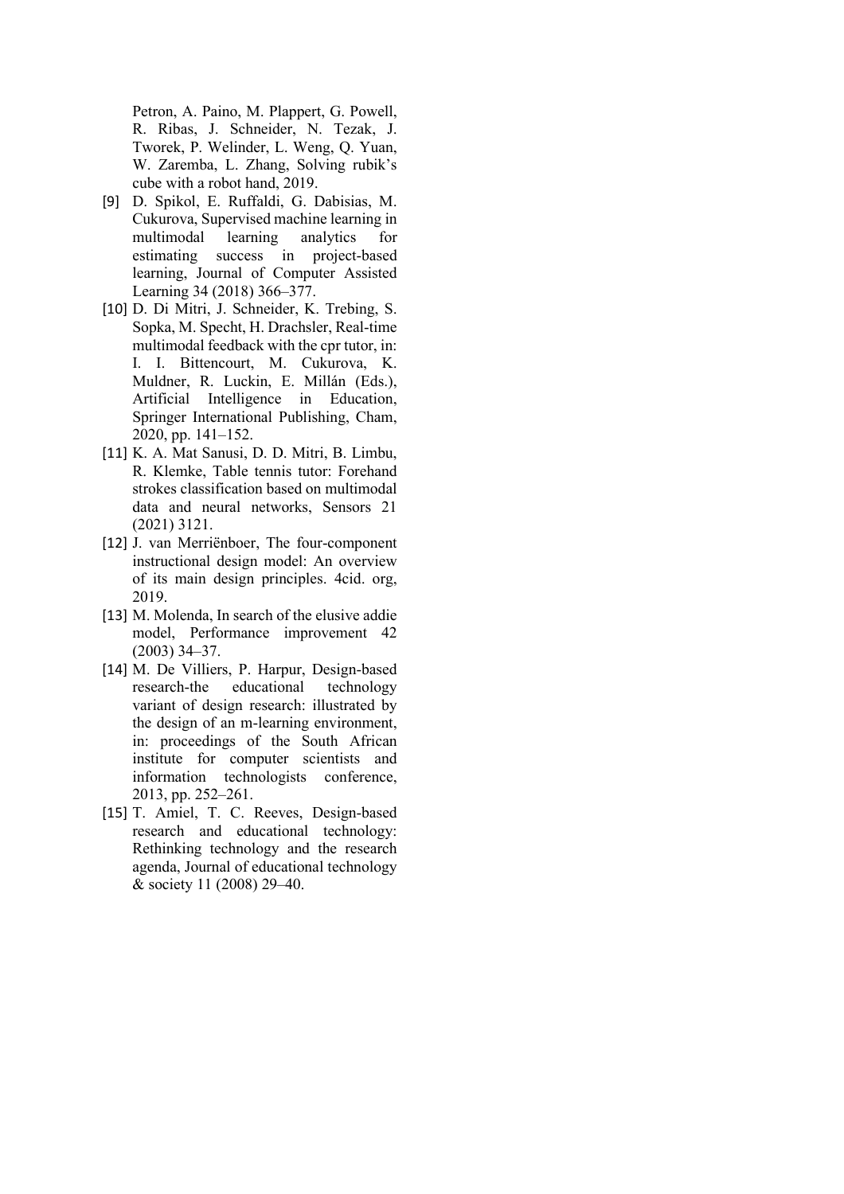Petron, A. Paino, M. Plappert, G. Powell, R. Ribas, J. Schneider, N. Tezak, J. Tworek, P. Welinder, L. Weng, Q. Yuan, W. Zaremba, L. Zhang, Solving rubik's cube with a robot hand, 2019.

[9] D. Spikol, E. Ruffaldi, G. Dabisias, M. Cukurova, Supervised machine learning in multimodal learning analytics for estimating success in project-based learning, Journal of Computer Assisted Learning 34 (2018) 366–377.

[10] D. Di Mitri, J. Schneider, K. Trebing, S. Sopka, M. Specht, H. Drachsler, Real-time multimodal feedback with the cpr tutor, in: I. I. Bittencourt, M. Cukurova, K. Muldner, R. Luckin, E. Millán (Eds.), Artificial Intelligence in Education, Springer International Publishing, Cham, 2020, pp. 141–152.

[11] K. A. Mat Sanusi, D. D. Mitri, B. Limbu, R. Klemke, Table tennis tutor: Forehand strokes classification based on multimodal data and neural networks, Sensors 21 (2021) 3121.

[12] J. van Merriënboer, The four-component instructional design model: An overview of its main design principles. 4cid. org, 2019.

[13] M. Molenda, In search of the elusive addie model, Performance improvement 42 (2003) 34–37.

[14] M. De Villiers, P. Harpur, Design-based research-the educational technology variant of design research: illustrated by the design of an m-learning environment, in: proceedings of the South African institute for computer scientists and information technologists conference, 2013, pp. 252–261.

[15] T. Amiel, T. C. Reeves, Design-based research and educational technology: Rethinking technology and the research agenda, Journal of educational technology & society 11 (2008) 29–40.